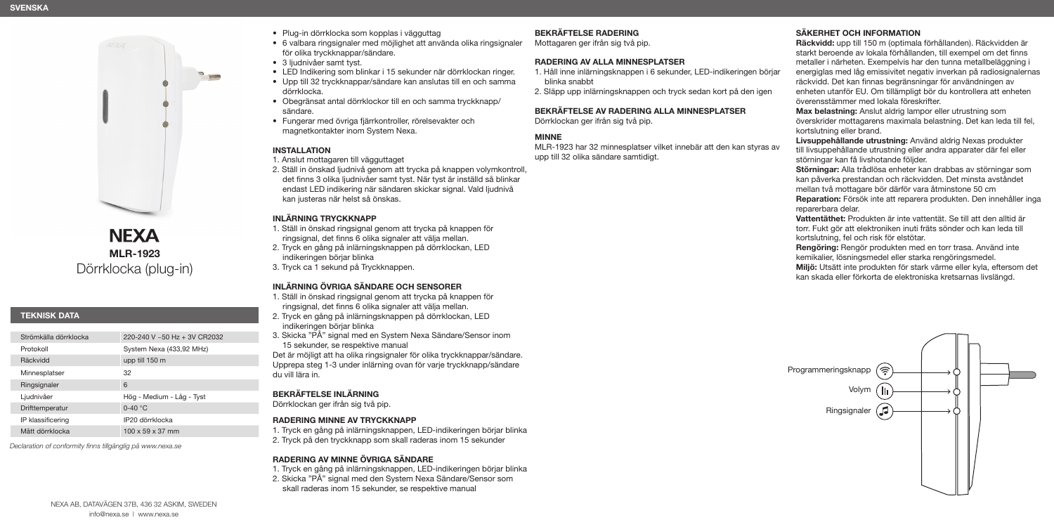SVENSKA

# NEXA

## MLR-1923

Dörrklocka (plug-in)

### TEKNISK DATA

| | |
|---|---|
| Strömkälla dörrklocka | 220-240 V ~50 Hz + 3V CR2032 |
| Protokoll | System Nexa (433,92 MHz) |
| Räckvidd | upp till 150 m |
| Minnesplatser | 32 |
| Ringsignaler | 6 |
| Ljudnivåer | Hög - Medium - Låg - Tyst |
| Drifttemperatur | 0-40 °C |
| IP klassificering | IP20 dörrklocka |
| Mått dörrklocka | 100 x 59 x 37 mm |

*Declaration of conformity finns tillgänglig på www.nexa.se*

NEXA AB, DATAVÄGEN 37B, 436 32 ASKIM, SWEDEN
info@nexa.se | www.nexa.se

- Plug-in dörrklocka som kopplas i vägguttag
- 6 valbara ringsignaler med möjlighet att använda olika ringsignaler för olika tryckknappar/sändare.
- 3 ljudnivåer samt tyst.
- LED Indikering som blinkar i 15 sekunder när dörrklockan ringer.
- Upp till 32 tryckknappar/sändare kan anslutas till en och samma dörrklocka.
- Obegränsat antal dörrklockor till en och samma tryckknapp/sändare.
- Fungerar med övriga fjärrkontroller, rörelsevakter och magnetkontakter inom System Nexa.

### INSTALLATION

1. Anslut mottagaren till vägguttaget
2. Ställ in önskad ljudnivå genom att trycka på knappen volymkontroll, det finns 3 olika ljudnivåer samt tyst. När tyst är inställd så blinkar endast LED indikering när sändaren skickar signal. Vald ljudnivå kan justeras när helst så önskas.

### INLÄRNING TRYCKKNAPP

1. Ställ in önskad ringsignal genom att trycka på knappen för ringsignal, det finns 6 olika signaler att välja mellan.
2. Tryck en gång på inlärningsknappen på dörrklockan, LED indikeringen börjar blinka
3. Tryck ca 1 sekund på Tryckknappen.

### INLÄRNING ÖVRIGA SÄNDARE OCH SENSORER

1. Ställ in önskad ringsignal genom att trycka på knappen för ringsignal, det finns 6 olika signaler att välja mellan.
2. Tryck en gång på inlärningsknappen på dörrklockan, LED indikeringen börjar blinka
3. Skicka "PÅ" signal med en System Nexa Sändare/Sensor inom 15 sekunder, se respektive manual

Det är möjligt att ha olika ringsignaler för olika tryckknappar/sändare. Upprepa steg 1-3 under inlärning ovan för varje tryckknapp/sändare du vill lära in.

### BEKRÄFTELSE INLÄRNING

Dörrklockan ger ifrån sig två pip.

### RADERING MINNE AV TRYCKKNAPP

1. Tryck en gång på inlärningsknappen, LED-indikeringen börjar blinka
2. Tryck på den tryckknapp som skall raderas inom 15 sekunder

### RADERING AV MINNE ÖVRIGA SÄNDARE

1. Tryck en gång på inlärningsknappen, LED-indikeringen börjar blinka
2. Skicka "PÅ" signal med den System Nexa Sändare/Sensor som skall raderas inom 15 sekunder, se respektive manual

### BEKRÄFTELSE RADERING

Mottagaren ger ifrån sig två pip.

### RADERING AV ALLA MINNESPLATSER

1. Håll inne inlärningsknappen i 6 sekunder, LED-indikeringen börjar blinka snabbt
2. Släpp upp inlärningsknappen och tryck sedan kort på den igen

### BEKRÄFTELSE AV RADERING ALLA MINNESPLATSER

Dörrklockan ger ifrån sig två pip.

### MINNE

MLR-1923 har 32 minnesplatser vilket innebär att den kan styras av upp till 32 olika sändare samtidigt.

### SÄKERHET OCH INFORMATION

**Räckvidd:** upp till 150 m (optimala förhållanden). Räckvidden är starkt beroende av lokala förhållanden, till exempel om det finns metaller i närheten. Exempelvis har den tunna metallbeläggning i energiglas med låg emissivitet negativ inverkan på radiosignalernas räckvidd. Det kan finnas begränsningar för användningen av enheten utanför EU. Om tillämpligt bör du kontrollera att enheten överensstämmer med lokala föreskrifter.
**Max belastning:** Anslut aldrig lampor eller utrustning som överskrider mottagarens maximala belastning. Det kan leda till fel, kortslutning eller brand.
**Livsuppehållande utrustning:** Använd aldrig Nexas produkter till livsuppehållande utrustning eller andra apparater där fel eller störningar kan få livshotande följder.
**Störningar:** Alla trådlösa enheter kan drabbas av störningar som kan påverka prestandan och räckvidden. Det minsta avståndet mellan två mottagare bör därför vara åtminstone 50 cm
**Reparation:** Försök inte att reparera produkten. Den innehåller inga reparerbara delar.
**Vattentäthet:** Produkten är inte vattentät. Se till att den alltid är torr. Fukt gör att elektroniken inuti fräts sönder och kan leda till kortslutning, fel och risk för elstötar.
**Rengöring:** Rengör produkten med en torr trasa. Använd inte kemikalier, lösningsmedel eller starka rengöringsmedel.
**Miljö:** Utsätt inte produkten för stark värme eller kyla, eftersom det kan skada eller förkorta de elektroniska kretsarnas livslängd.

Programmeringsknapp

Volym

Ringsignaler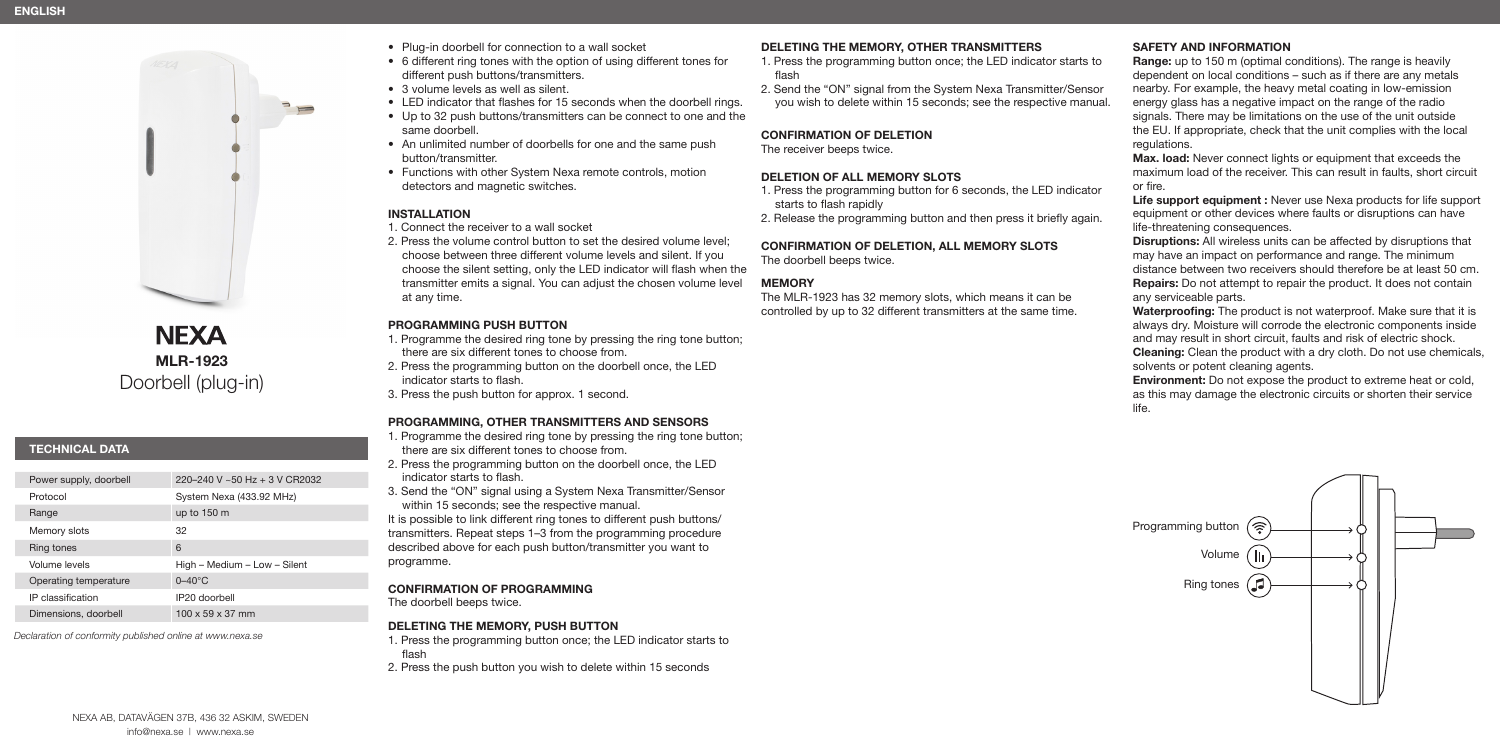ENGLISH

# NEXA

## MLR-1923

Doorbell (plug-in)

### TECHNICAL DATA

| | |
|---|---|
| Power supply, doorbell | 220–240 V ~50 Hz + 3 V CR2032 |
| Protocol | System Nexa (433.92 MHz) |
| Range | up to 150 m |
| Memory slots | 32 |
| Ring tones | 6 |
| Volume levels | High – Medium – Low – Silent |
| Operating temperature | 0–40°C |
| IP classification | IP20 doorbell |
| Dimensions, doorbell | 100 x 59 x 37 mm |

*Declaration of conformity published online at www.nexa.se*

- Plug-in doorbell for connection to a wall socket
- 6 different ring tones with the option of using different tones for different push buttons/transmitters.
- 3 volume levels as well as silent.
- LED indicator that flashes for 15 seconds when the doorbell rings.
- Up to 32 push buttons/transmitters can be connect to one and the same doorbell.
- An unlimited number of doorbells for one and the same push button/transmitter.
- Functions with other System Nexa remote controls, motion detectors and magnetic switches.

### INSTALLATION

1. Connect the receiver to a wall socket
2. Press the volume control button to set the desired volume level; choose between three different volume levels and silent. If you choose the silent setting, only the LED indicator will flash when the transmitter emits a signal. You can adjust the chosen volume level at any time.

### PROGRAMMING PUSH BUTTON

1. Programme the desired ring tone by pressing the ring tone button; there are six different tones to choose from.
2. Press the programming button on the doorbell once, the LED indicator starts to flash.
3. Press the push button for approx. 1 second.

### PROGRAMMING, OTHER TRANSMITTERS AND SENSORS

1. Programme the desired ring tone by pressing the ring tone button; there are six different tones to choose from.
2. Press the programming button on the doorbell once, the LED indicator starts to flash.
3. Send the "ON" signal using a System Nexa Transmitter/Sensor within 15 seconds; see the respective manual.

It is possible to link different ring tones to different push buttons/transmitters. Repeat steps 1–3 from the programming procedure described above for each push button/transmitter you want to programme.

### CONFIRMATION OF PROGRAMMING

The doorbell beeps twice.

### DELETING THE MEMORY, PUSH BUTTON

1. Press the programming button once; the LED indicator starts to flash
2. Press the push button you wish to delete within 15 seconds

### DELETING THE MEMORY, OTHER TRANSMITTERS

1. Press the programming button once; the LED indicator starts to flash
2. Send the "ON" signal from the System Nexa Transmitter/Sensor you wish to delete within 15 seconds; see the respective manual.

### CONFIRMATION OF DELETION

The receiver beeps twice.

### DELETION OF ALL MEMORY SLOTS

1. Press the programming button for 6 seconds, the LED indicator starts to flash rapidly
2. Release the programming button and then press it briefly again.

### CONFIRMATION OF DELETION, ALL MEMORY SLOTS

The doorbell beeps twice.

### MEMORY

The MLR-1923 has 32 memory slots, which means it can be controlled by up to 32 different transmitters at the same time.

### SAFETY AND INFORMATION

**Range:** up to 150 m (optimal conditions). The range is heavily dependent on local conditions – such as if there are any metals nearby. For example, the heavy metal coating in low-emission energy glass has a negative impact on the range of the radio signals. There may be limitations on the use of the unit outside the EU. If appropriate, check that the unit complies with the local regulations.

**Max. load:** Never connect lights or equipment that exceeds the maximum load of the receiver. This can result in faults, short circuit or fire.

**Life support equipment :** Never use Nexa products for life support equipment or other devices where faults or disruptions can have life-threatening consequences.

**Disruptions:** All wireless units can be affected by disruptions that may have an impact on performance and range. The minimum distance between two receivers should therefore be at least 50 cm.

**Repairs:** Do not attempt to repair the product. It does not contain any serviceable parts.

**Waterproofing:** The product is not waterproof. Make sure that it is always dry. Moisture will corrode the electronic components inside and may result in short circuit, faults and risk of electric shock.

**Cleaning:** Clean the product with a dry cloth. Do not use chemicals, solvents or potent cleaning agents.

**Environment:** Do not expose the product to extreme heat or cold, as this may damage the electronic circuits or shorten their service life.

Programming button

Volume

Ring tones

NEXA AB, DATAVÄGEN 37B, 436 32 ASKIM, SWEDEN
info@nexa.se | www.nexa.se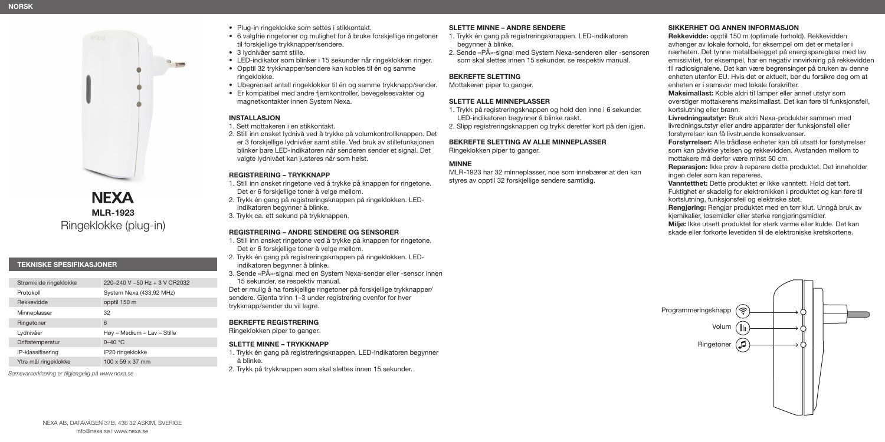NORSK

# NEXA

## MLR-1923

Ringeklokke (plug-in)

### TEKNISKE SPESIFIKASJONER

| Strømkilde ringeklokke | 220–240 V ~50 Hz + 3 V CR2032 |
|---|---|
| Protokoll | System Nexa (433,92 MHz) |
| Rekkevidde | opptil 150 m |
| Minneplasser | 32 |
| Ringetoner | 6 |
| Lydnivåer | Høy – Medium – Lav – Stille |
| Driftstemperatur | 0–40 °C |
| IP-klassifisering | IP20 ringeklokke |
| Ytre mål ringeklokke | 100 x 59 x 37 mm |

*Samsvarserklæring er tilgjengelig på www.nexa.se*

NEXA AB, DATAVÄGEN 37B, 436 32 ASKIM, SVERIGE
info@nexa.se | www.nexa.se

- Plug-in ringeklokke som settes i stikkontakt.
- 6 valgfrie ringetoner og mulighet for å bruke forskjellige ringetoner til forskjellige trykknapper/sendere.
- 3 lydnivåer samt stille.
- LED-indikator som blinker i 15 sekunder når ringeklokken ringer.
- Opptil 32 trykknapper/sendere kan kobles til én og samme ringeklokke.
- Ubegrenset antall ringeklokker til én og samme trykknapp/sender.
- Er kompatibel med andre fjernkontroller, bevegelsesvakter og magnetkontakter innen System Nexa.

### INSTALLASJON

1. Sett mottakeren i en stikkontakt.
2. Still inn ønsket lydnivå ved å trykke på volumkontrollknappen. Det er 3 forskjellige lydnivåer samt stille. Ved bruk av stillefunksjonen blinker bare LED-indikatoren når senderen sender et signal. Det valgte lydnivået kan justeres når som helst.

### REGISTRERING – TRYKKNAPP

1. Still inn ønsket ringetone ved å trykke på knappen for ringetone. Det er 6 forskjellige toner å velge mellom.
2. Trykk én gang på registreringsknappen på ringeklokken. LED-indikatoren begynner å blinke.
3. Trykk ca. ett sekund på trykknappen.

### REGISTRERING – ANDRE SENDERE OG SENSORER

1. Still inn ønsket ringetone ved å trykke på knappen for ringetone. Det er 6 forskjellige toner å velge mellom.
2. Trykk én gang på registreringsknappen på ringeklokken. LED-indikatoren begynner å blinke.
3. Sende «PÅ»-signal med en System Nexa-sender eller -sensor innen 15 sekunder, se respektiv manual.

Det er mulig å ha forskjellige ringetoner på forskjellige trykknapper/sendere. Gjenta trinn 1–3 under registrering ovenfor for hver trykknapp/sender du vil lagre.

### BEKREFTE REGISTRERING

Ringeklokken piper to ganger.

### SLETTE MINNE – TRYKKNAPP

1. Trykk én gang på registreringsknappen. LED-indikatoren begynner å blinke.
2. Trykk på trykknappen som skal slettes innen 15 sekunder.

### SLETTE MINNE – ANDRE SENDERE

1. Trykk én gang på registreringsknappen. LED-indikatoren begynner å blinke.
2. Sende «PÅ»-signal med System Nexa-senderen eller -sensoren som skal slettes innen 15 sekunder, se respektiv manual.

### BEKREFTE SLETTING

Mottakeren piper to ganger.

### SLETTE ALLE MINNEPLASSER

1. Trykk på registreringsknappen og hold den inne i 6 sekunder. LED-indikatoren begynner å blinke raskt.
2. Slipp registreringsknappen og trykk deretter kort på den igjen.

### BEKREFTE SLETTING AV ALLE MINNEPLASSER

Ringeklokken piper to ganger.

### MINNE

MLR-1923 har 32 minneplasser, noe som innebærer at den kan styres av opptil 32 forskjellige sendere samtidig.

### SIKKERHET OG ANNEN INFORMASJON

**Rekkevidde:** opptil 150 m (optimale forhold). Rekkevidden avhenger av lokale forhold, for eksempel om det er metaller i nærheten. Det tynne metallbelegget på energispareglass med lav emissivitet, for eksempel, har en negativ innvirkning på rekkevidden til radiosignalene. Det kan være begrensinger på bruken av denne enheten utenfor EU. Hvis det er aktuelt, bør du forsikre deg om at enheten er i samsvar med lokale forskrifter.

**Maksimallast:** Koble aldri til lamper eller annet utstyr som overstiger mottakerens maksimallast. Det kan føre til funksjonsfeil, kortslutning eller brann.

**Livredningsutstyr:** Bruk aldri Nexa-produkter sammen med livredningsutstyr eller andre apparater der funksjonsfeil eller forstyrrelser kan få livstruende konsekvenser.

**Forstyrrelser:** Alle trådløse enheter kan bli utsatt for forstyrrelser som kan påvirke ytelsen og rekkevidden. Avstanden mellom to mottakere må derfor være minst 50 cm.

**Reparasjon:** Ikke prøv å reparere dette produktet. Det inneholder ingen deler som kan repareres.

**Vanntetthet:** Dette produktet er ikke vanntett. Hold det tørt. Fuktighet er skadelig for elektronikken i produktet og kan føre til kortslutning, funksjonsfeil og elektriske støt.

**Rengjøring:** Rengjør produktet med en tørr klut. Unngå bruk av kjemikalier, løsemidler eller sterke rengjøringsmidler.

**Miljø:** Ikke utsett produktet for sterk varme eller kulde. Det kan skade eller forkorte levetiden til de elektroniske kretskortene.

Programmeringsknapp
Volum
Ringetoner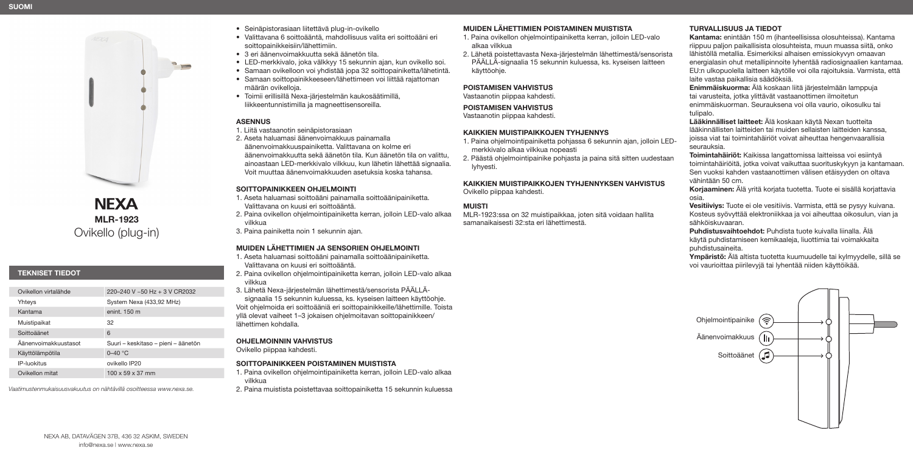# NEXA

## MLR-1923

Ovikello (plug-in)

### TEKNISET TIEDOT

| | |
|---|---|
| Ovikellon virtalähde | 220–240 V ~50 Hz + 3 V CR2032 |
| Yhteys | System Nexa (433,92 MHz) |
| Kantama | enint. 150 m |
| Muistipaikat | 32 |
| Soittoäänet | 6 |
| Äänenvoimakkuustasot | Suuri – keskitaso – pieni – äänetön |
| Käyttölämpötila | 0–40 °C |
| IP-luokitus | ovikello IP20 |
| Ovikellon mitat | 100 x 59 x 37 mm |

*Vaatimustenmukaisuusvakuutus on nähtävillä osoitteessa www.nexa.se.*

NEXA AB, DATAVÄGEN 37B, 436 32 ASKIM, SWEDEN
info@nexa.se | www.nexa.se

- Seinäpistorasiaan liitettävä plug-in-ovikello
- Valittavana 6 soittoääntä, mahdollisuus valita eri soittoääni eri soittopainikkeisiin/lähettimiin.
- 3 eri äänenvoimakkuutta sekä äänetön tila.
- LED-merkkivalo, joka välkkyy 15 sekunnin ajan, kun ovikello soi.
- Samaan ovikelloon voi yhdistää jopa 32 soittopainiketta/lähetintä.
- Samaan soittopainikkeeseen/lähettimeen voi liittää rajattoman määrän ovikelloja.
- Toimii erillisillä Nexa-järjestelmän kaukosäätimillä, liikkeentunnistimilla ja magneettisensoreilla.

### ASENNUS

1. Liitä vastaanotin seinäpistorasiaan
2. Aseta haluamasi äänenvoimakkuus painamalla äänenvoimakkuuspainiketta. Valittavana on kolme eri äänenvoimakkuutta sekä äänetön tila. Kun äänetön tila on valittu, ainoastaan LED-merkkivalo vilkkuu, kun lähetin lähettää signaalia. Voit muuttaa äänenvoimakkuuden asetuksia koska tahansa.

### SOITTOPAINIKKEEN OHJELMOINTI

1. Aseta haluamasi soittoääni painamalla soittoäänipainiketta. Valittavana on kuusi eri soittoääntä.
2. Paina ovikellon ohjelmointipainiketta kerran, jolloin LED-valo alkaa vilkkua
3. Paina painiketta noin 1 sekunnin ajan.

### MUIDEN LÄHETTIMIEN JA SENSORIEN OHJELMOINTI

1. Aseta haluamasi soittoääni painamalla soittoäänipainiketta. Valittavana on kuusi eri soittoääntä.
2. Paina ovikellon ohjelmointipainiketta kerran, jolloin LED-valo alkaa vilkkua
3. Lähetä Nexa-järjestelmän lähettimestä/sensorista PÄÄLLÄ-signaalia 15 sekunnin kuluessa, ks. kyseisen laitteen käyttöohje.

Voit ohjelmoida eri soittoääniä eri soittopainikkeille/lähettimille. Toista yllä olevat vaiheet 1–3 jokaisen ohjelmoitavan soittopainikkeen/lähettimen kohdalla.

### OHJELMOINNIN VAHVISTUS

Ovikello piippaa kahdesti.

### SOITTOPAINIKKEEN POISTAMINEN MUISTISTA

1. Paina ovikellon ohjelmointipainiketta kerran, jolloin LED-valo alkaa vilkkua
2. Paina muistista poistettavaa soittopainiketta 15 sekunnin kuluessa

### MUIDEN LÄHETTIMIEN POISTAMINEN MUISTISTA

1. Paina ovikellon ohjelmointipainiketta kerran, jolloin LED-valo alkaa vilkkua
2. Lähetä poistettavasta Nexa-järjestelmän lähettimestä/sensorista PÄÄLLÄ-signaalia 15 sekunnin kuluessa, ks. kyseisen laitteen käyttöohje.

### POISTAMISEN VAHVISTUS

Vastaanotin piippaa kahdesti.

### POISTAMISEN VAHVISTUS

Vastaanotin piippaa kahdesti.

### KAIKKIEN MUISTIPAIKKOJEN TYHJENNYS

1. Paina ohjelmointipainiketta pohjassa 6 sekunnin ajan, jolloin LED-merkkivalo alkaa vilkkua nopeasti
2. Päästä ohjelmointipainike pohjasta ja paina sitä sitten uudestaan lyhyesti.

### KAIKKIEN MUISTIPAIKKOJEN TYHJENNYKSEN VAHVISTUS

Ovikello piippaa kahdesti.

### MUISTI

MLR-1923:ssa on 32 muistipaikkaa, joten sitä voidaan hallita samanaikaisesti 32:sta eri lähettimestä.

### TURVALLISUUS JA TIEDOT

**Kantama:** enintään 150 m (ihanteellisissa olosuhteissa). Kantama riippuu paljon paikallisista olosuhteista, muun muassa siitä, onko lähistöllä metallia. Esimerkiksi alhaisen emissiokyvyn omaavan energialasin ohut metallipinnoite lyhentää radiosignaalien kantamaa. EU:n ulkopuolella laitteen käytölle voi olla rajoituksia. Varmista, että laite vastaa paikallisia säädöksiä.

**Enimmäiskuorma:** Älä koskaan liitä järjestelmään lamppuja tai varusteita, jotka ylittävät vastaanottimen ilmoitetun enimmäiskuorman. Seurauksena voi olla vaurio, oikosulku tai tulipalo.

**Lääkinnälliset laitteet:** Älä koskaan käytä Nexan tuotteita lääkinnällisten laitteiden tai muiden sellaisten laitteiden kanssa, joissa viat tai toimintahäiriöt voivat aiheuttaa hengenvaarallisia seurauksia.

**Toimintahäiriöt:** Kaikissa langattomissa laitteissa voi esiintyä toimintahäiriöitä, jotka voivat vaikuttaa suorituskykyyn ja kantamaan. Sen vuoksi kahden vastaanottimen välisen etäisyyden on oltava vähintään 50 cm.

**Korjaaminen:** Älä yritä korjata tuotetta. Tuote ei sisällä korjattavia osia.

**Vesitiiviys:** Tuote ei ole vesitiivis. Varmista, että se pysyy kuivana. Kosteus syövyttää elektroniikkaa ja voi aiheuttaa oikosulun, vian ja sähköiskuvaaran.

**Puhdistusvaihtoehdot:** Puhdista tuote kuivalla liinalla. Älä käytä puhdistamiseen kemikaaleja, liuottimia tai voimakkaita puhdistusaineita.

**Ympäristö:** Älä altista tuotetta kuumuudelle tai kylmyydelle, sillä se voi vaurioittaa piirilevyjä tai lyhentää niiden käyttöikää.

Ohjelmointipainike

Äänenvoimakkuus

Soittoäänet